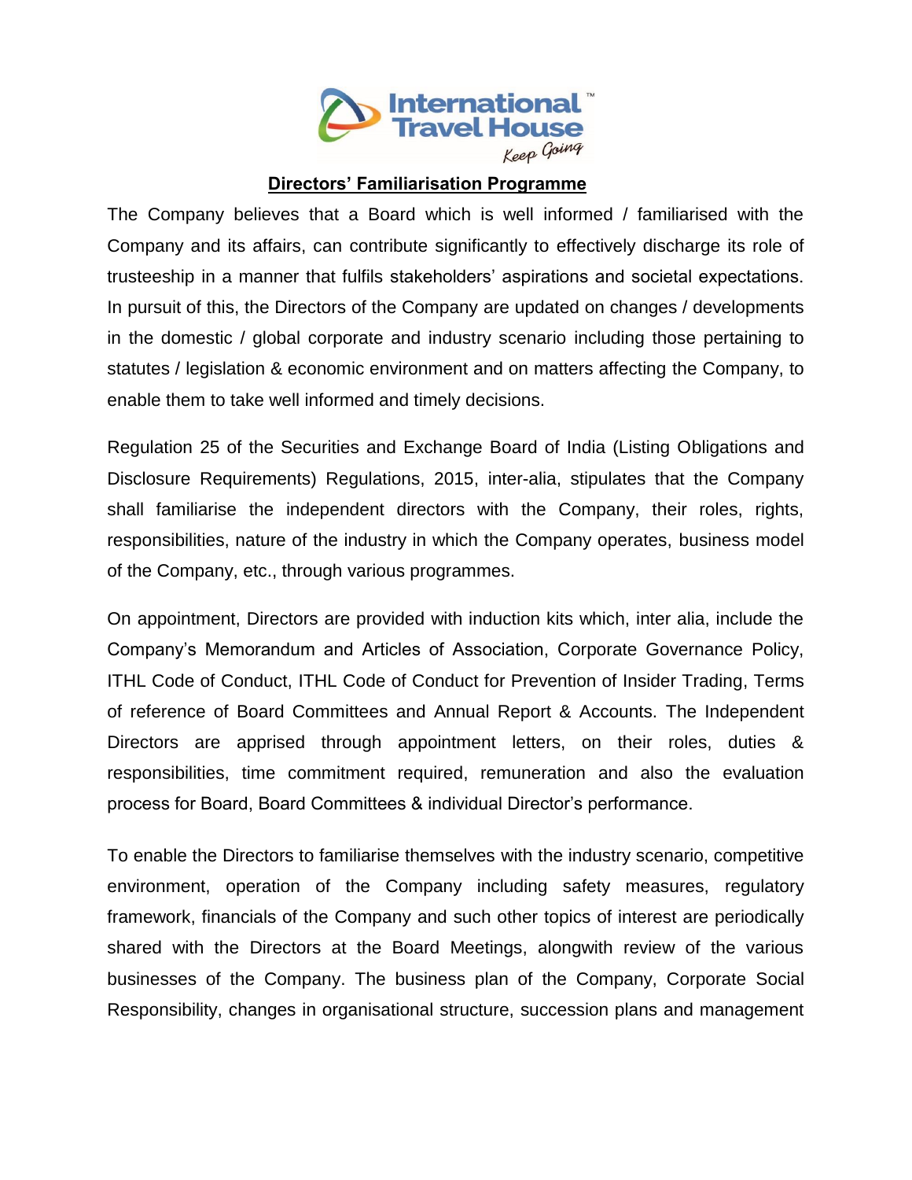## Directors' Familiarisation Programme

The Company believes that a Board which is well informed / familiarised with the Company and its affairs, can contribute significantly to effectively discharge its role of trusteeship in a manner that fulfils stakeholders' aspirations and societal expectations. In pursuit of this, the Directors of the Company are updated on changes / developments in the domestic / global corporate and industry scenario including those pertaining to statutes / legislation & economic environment and on matters affecting the Company, to enable them to take well informed and timely decisions.

Regulation 25 of the Securities and Exchange Board of India (Listing Obligations and Disclosure Requirements) Regulations, 2015, inter-alia, stipulates that the Company shall familiarise the independent directors with the Company, their roles, rights, responsibilities, nature of the industry in which the Company operates, business model of the Company, etc., through various programmes.

On appointment, Directors are provided with induction kits which, inter alia, include the Company's Memorandum and Articles of Association, Corporate Governance Policy, ITHL Code of Conduct, ITHL Code of Conduct for Prevention of Insider Trading, Terms of reference of Board Committees and Annual Report & Accounts. The Independent Directors are apprised through appointment letters, on their roles, duties & responsibilities, time commitment required, remuneration and also the evaluation process for Board, Board Committees & individual Director's performance.

To enable the Directors to familiarise themselves with the industry scenario, competitive environment, operation of the Company including safety measures, regulatory framework, financials of the Company and such other topics of interest are periodically shared with the Directors at the Board Meetings, alongwith review of the various businesses of the Company. The business plan of the Company, Corporate Social Responsibility, changes in organisational structure, succession plans and management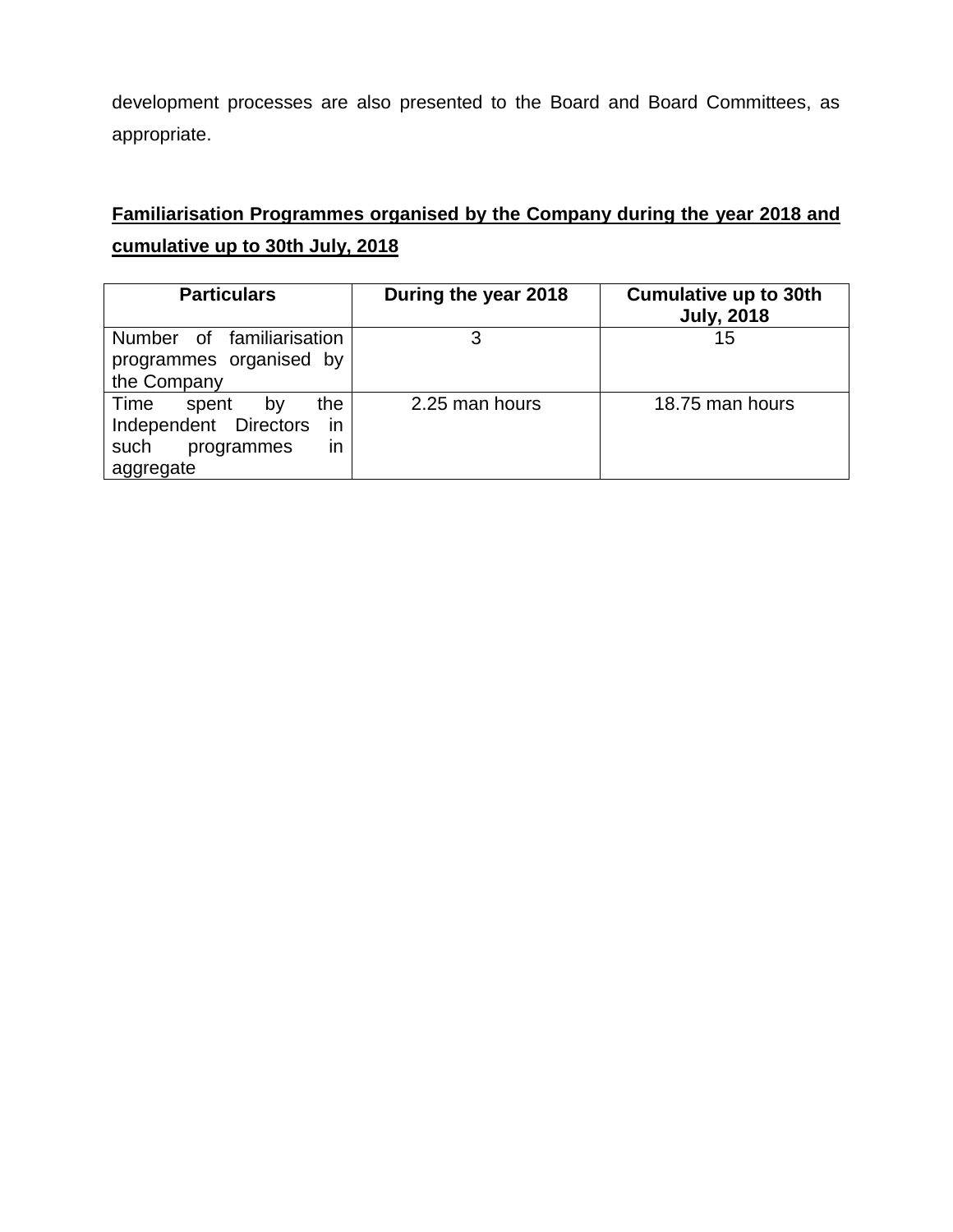development processes are also presented to the Board and Board Committees, as appropriate.

**Familiarisation Programmes organised by the Company during the year 2018 and cumulative up to 30th July, 2018**

| Particulars | During the year 2018 | Cumulative up to 30th July, 2018 |
|---|---|---|
| Number of familiarisation programmes organised by the Company | 3 | 15 |
| Time spent by the Independent Directors in such programmes in aggregate | 2.25 man hours | 18.75 man hours |